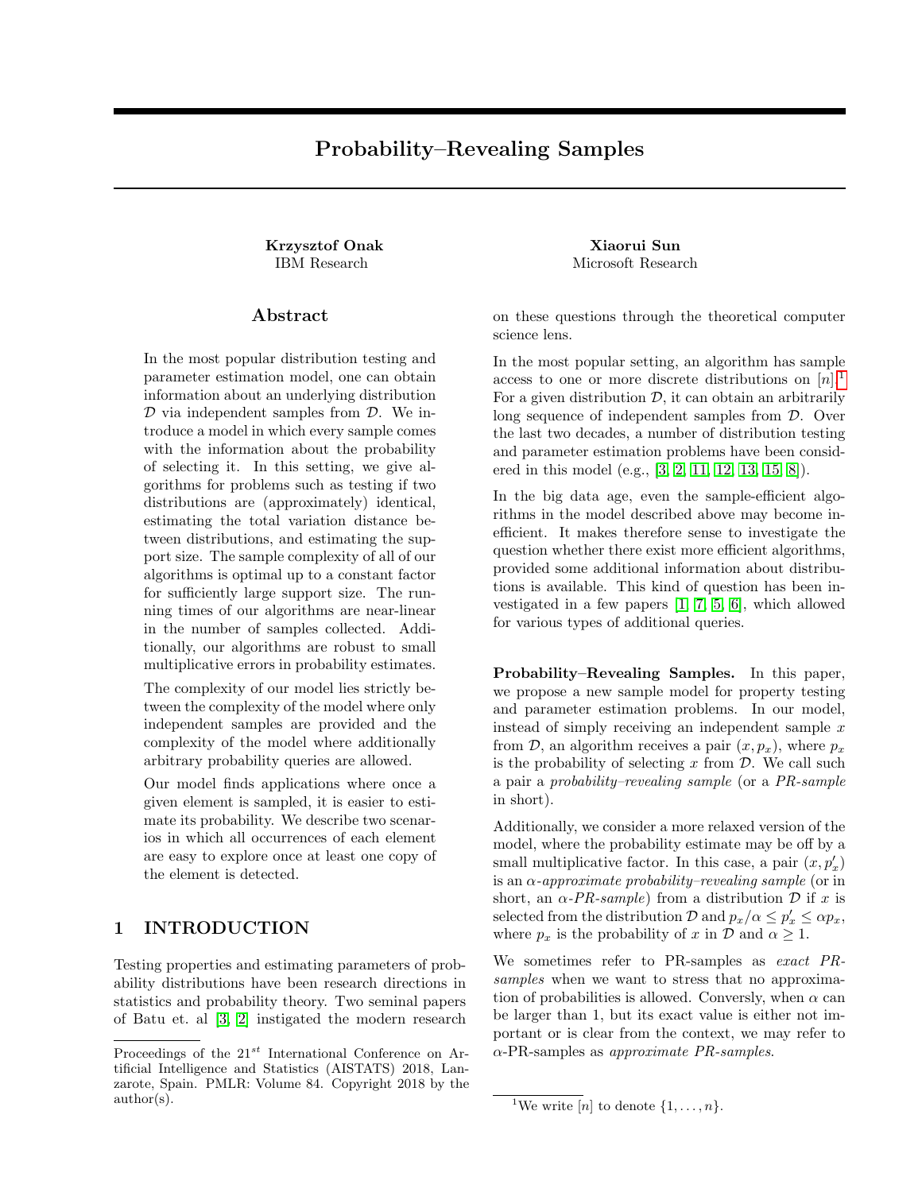# Probability–Revealing Samples

**Krzysztof Onak**
IBM Research

**Xiaorui Sun**
Microsoft Research

## Abstract

In the most popular distribution testing and parameter estimation model, one can obtain information about an underlying distribution $\mathcal{D}$ via independent samples from $\mathcal{D}$. We introduce a model in which every sample comes with the information about the probability of selecting it. In this setting, we give algorithms for problems such as testing if two distributions are (approximately) identical, estimating the total variation distance between distributions, and estimating the support size. The sample complexity of all of our algorithms is optimal up to a constant factor for sufficiently large support size. The running times of our algorithms are near-linear in the number of samples collected. Additionally, our algorithms are robust to small multiplicative errors in probability estimates.

The complexity of our model lies strictly between the complexity of the model where only independent samples are provided and the complexity of the model where additionally arbitrary probability queries are allowed.

Our model finds applications where once a given element is sampled, it is easier to estimate its probability. We describe two scenarios in which all occurrences of each element are easy to explore once at least one copy of the element is detected.

## 1 INTRODUCTION

Testing properties and estimating parameters of probability distributions have been research directions in statistics and probability theory. Two seminal papers of Batu et. al [3, 2] instigated the modern research on these questions through the theoretical computer science lens.

In the most popular setting, an algorithm has sample access to one or more discrete distributions on $[n]$.[1] For a given distribution $\mathcal{D}$, it can obtain an arbitrarily long sequence of independent samples from $\mathcal{D}$. Over the last two decades, a number of distribution testing and parameter estimation problems have been considered in this model (e.g., [3, 2, 11, 12, 13, 15, 8]).

In the big data age, even the sample-efficient algorithms in the model described above may become inefficient. It makes therefore sense to investigate the question whether there exist more efficient algorithms, provided some additional information about distributions is available. This kind of question has been investigated in a few papers [1, 7, 5, 6], which allowed for various types of additional queries.

**Probability–Revealing Samples.** In this paper, we propose a new sample model for property testing and parameter estimation problems. In our model, instead of simply receiving an independent sample $x$ from $\mathcal{D}$, an algorithm receives a pair $(x, p_x)$, where $p_x$ is the probability of selecting $x$ from $\mathcal{D}$. We call such a pair a *probability–revealing sample* (or a *PR-sample* in short).

Additionally, we consider a more relaxed version of the model, where the probability estimate may be off by a small multiplicative factor. In this case, a pair $(x, p'_x)$ is an *$\alpha$-approximate probability–revealing sample* (or in short, an *$\alpha$-PR-sample*) from a distribution $\mathcal{D}$ if $x$ is selected from the distribution $\mathcal{D}$ and $p_x/\alpha \le p'_x \le \alpha p_x$, where $p_x$ is the probability of $x$ in $\mathcal{D}$ and $\alpha \ge 1$.

We sometimes refer to PR-samples as *exact PR-samples* when we want to stress that no approximation of probabilities is allowed. Conversely, when $\alpha$ can be larger than 1, but its exact value is either not important or is clear from the context, we may refer to $\alpha$-PR-samples as *approximate PR-samples*.

Proceedings of the 21[st] International Conference on Artificial Intelligence and Statistics (AISTATS) 2018, Lanzarote, Spain. PMLR: Volume 84. Copyright 2018 by the author(s).

[1] We write $[n]$ to denote $\{1, \ldots, n\}$.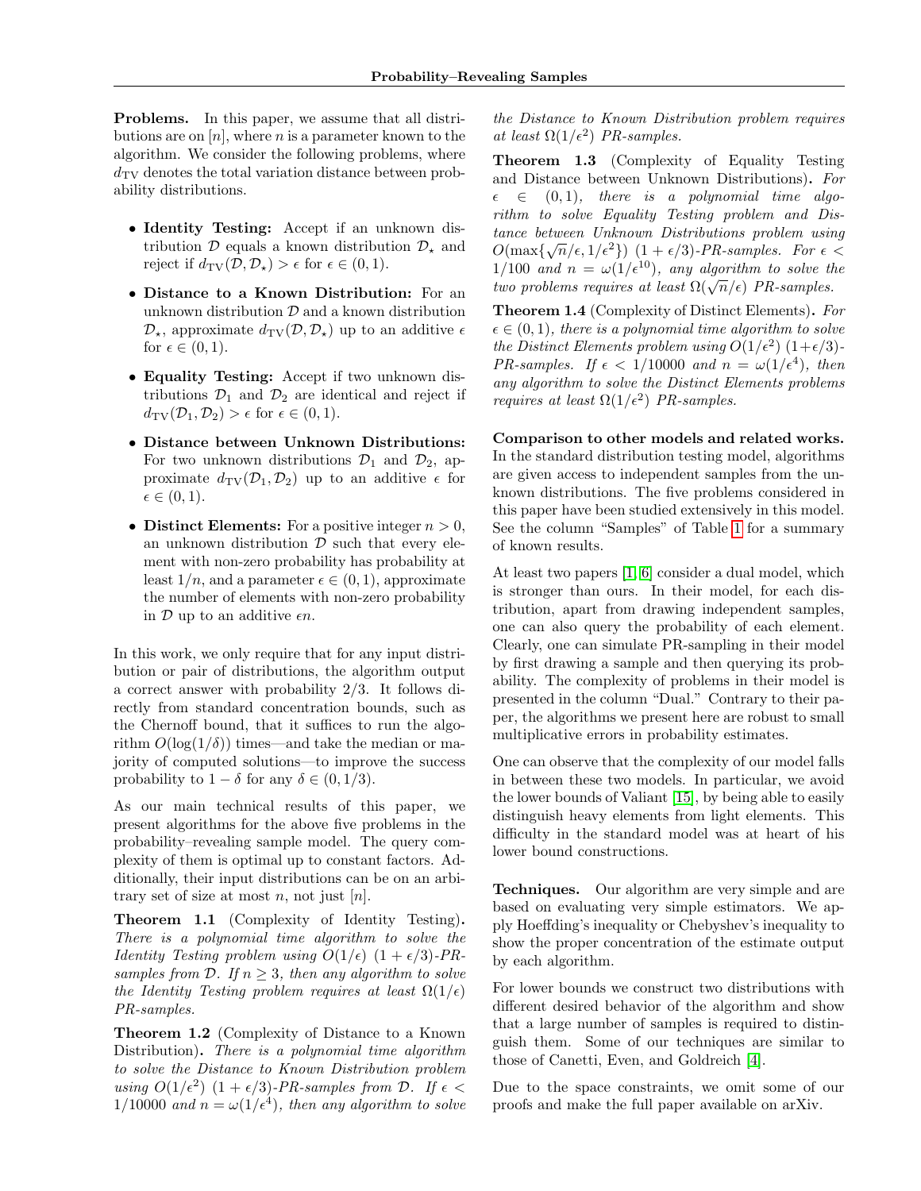**Problems.** In this paper, we assume that all distributions are on $[n]$, where $n$ is a parameter known to the algorithm. We consider the following problems, where $d_{\mathrm{TV}}$ denotes the total variation distance between probability distributions.

- **Identity Testing:** Accept if an unknown distribution $\mathcal{D}$ equals a known distribution $\mathcal{D}_\star$ and reject if $d_{\mathrm{TV}}(\mathcal{D}, \mathcal{D}_\star) > \epsilon$ for $\epsilon \in (0, 1)$.
- **Distance to a Known Distribution:** For an unknown distribution $\mathcal{D}$ and a known distribution $\mathcal{D}_\star$, approximate $d_{\mathrm{TV}}(\mathcal{D}, \mathcal{D}_\star)$ up to an additive $\epsilon$ for $\epsilon \in (0, 1)$.
- **Equality Testing:** Accept if two unknown distributions $\mathcal{D}_1$ and $\mathcal{D}_2$ are identical and reject if $d_{\mathrm{TV}}(\mathcal{D}_1, \mathcal{D}_2) > \epsilon$ for $\epsilon \in (0, 1)$.
- **Distance between Unknown Distributions:** For two unknown distributions $\mathcal{D}_1$ and $\mathcal{D}_2$, approximate $d_{\mathrm{TV}}(\mathcal{D}_1, \mathcal{D}_2)$ up to an additive $\epsilon$ for $\epsilon \in (0, 1)$.
- **Distinct Elements:** For a positive integer $n > 0$, an unknown distribution $\mathcal{D}$ such that every element with non-zero probability has probability at least $1/n$, and a parameter $\epsilon \in (0, 1)$, approximate the number of elements with non-zero probability in $\mathcal{D}$ up to an additive $\epsilon n$.

In this work, we only require that for any input distribution or pair of distributions, the algorithm output a correct answer with probability 2/3. It follows directly from standard concentration bounds, such as the Chernoff bound, that it suffices to run the algorithm $O(\log(1/\delta))$ times—and take the median or majority of computed solutions—to improve the success probability to $1 - \delta$ for any $\delta \in (0, 1/3)$.

As our main technical results of this paper, we present algorithms for the above five problems in the probability–revealing sample model. The query complexity of them is optimal up to constant factors. Additionally, their input distributions can be on an arbitrary set of size at most $n$, not just $[n]$.

**Theorem 1.1** (Complexity of Identity Testing)**.** *There is a polynomial time algorithm to solve the Identity Testing problem using $O(1/\epsilon)$ $(1 + \epsilon/3)$-PR-samples from $\mathcal{D}$. If $n \geq 3$, then any algorithm to solve the Identity Testing problem requires at least $\Omega(1/\epsilon)$ PR-samples.*

**Theorem 1.2** (Complexity of Distance to a Known Distribution)**.** *There is a polynomial time algorithm to solve the Distance to Known Distribution problem using $O(1/\epsilon^2)$ $(1 + \epsilon/3)$-PR-samples from $\mathcal{D}$. If $\epsilon < 1/10000$ and $n = \omega(1/\epsilon^4)$, then any algorithm to solve the Distance to Known Distribution problem requires at least $\Omega(1/\epsilon^2)$ PR-samples.*

**Theorem 1.3** (Complexity of Equality Testing and Distance between Unknown Distributions)**.** *For $\epsilon \in (0, 1)$, there is a polynomial time algorithm to solve Equality Testing problem and Distance between Unknown Distributions problem using $O(\max\{\sqrt{n}/\epsilon, 1/\epsilon^2\})$ $(1 + \epsilon/3)$-PR-samples. For $\epsilon < 1/100$ and $n = \omega(1/\epsilon^{10})$, any algorithm to solve the two problems requires at least $\Omega(\sqrt{n}/\epsilon)$ PR-samples.*

**Theorem 1.4** (Complexity of Distinct Elements)**.** *For $\epsilon \in (0, 1)$, there is a polynomial time algorithm to solve the Distinct Elements problem using $O(1/\epsilon^2)$ $(1+\epsilon/3)$-PR-samples. If $\epsilon < 1/10000$ and $n = \omega(1/\epsilon^4)$, then any algorithm to solve the Distinct Elements problems requires at least $\Omega(1/\epsilon^2)$ PR-samples.*

**Comparison to other models and related works.** In the standard distribution testing model, algorithms are given access to independent samples from the unknown distributions. The five problems considered in this paper have been studied extensively in this model. See the column "Samples" of Table 1 for a summary of known results.

At least two papers [1, 6] consider a dual model, which is stronger than ours. In their model, for each distribution, apart from drawing independent samples, one can also query the probability of each element. Clearly, one can simulate PR-sampling in their model by first drawing a sample and then querying its probability. The complexity of problems in their model is presented in the column "Dual." Contrary to their paper, the algorithms we present here are robust to small multiplicative errors in probability estimates.

One can observe that the complexity of our model falls in between these two models. In particular, we avoid the lower bounds of Valiant [15], by being able to easily distinguish heavy elements from light elements. This difficulty in the standard model was at heart of his lower bound constructions.

**Techniques.** Our algorithm are very simple and are based on evaluating very simple estimators. We apply Hoeffding's inequality or Chebyshev's inequality to show the proper concentration of the estimate output by each algorithm.

For lower bounds we construct two distributions with different desired behavior of the algorithm and show that a large number of samples is required to distinguish them. Some of our techniques are similar to those of Canetti, Even, and Goldreich [4].

Due to the space constraints, we omit some of our proofs and make the full paper available on arXiv.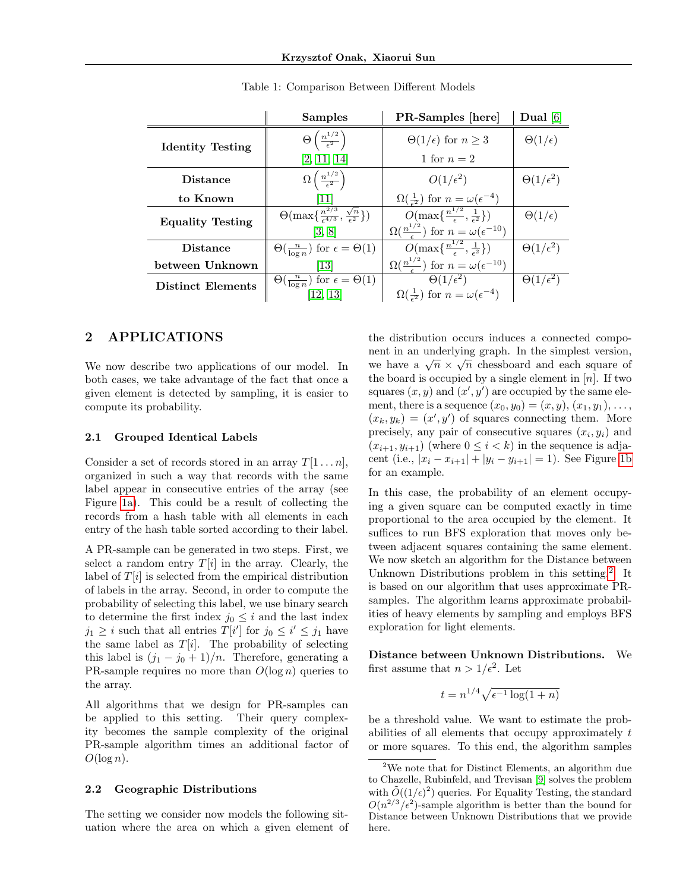Table 1: Comparison Between Different Models

| | Samples | PR-Samples [here] | Dual [6] |
|---|---|---|---|
| **Identity Testing** | $\Theta\left(\frac{n^{1/2}}{\epsilon^2}\right)$ [2, 11, 14] | $\Theta(1/\epsilon)$ for $n \geq 3$; 1 for $n = 2$ | $\Theta(1/\epsilon)$ |
| **Distance to Known** | $\Omega\left(\frac{n^{1/2}}{\epsilon^2}\right)$ [11] | $O(1/\epsilon^2)$; $\Omega(\frac{1}{\epsilon^2})$ for $n = \omega(\epsilon^{-4})$ | $\Theta(1/\epsilon^2)$ |
| **Equality Testing** | $\Theta(\max\{\frac{n^{2/3}}{\epsilon^{4/3}}, \frac{\sqrt{n}}{\epsilon^2}\})$ [3, 8] | $O(\max\{\frac{n^{1/2}}{\epsilon}, \frac{1}{\epsilon^2}\})$; $\Omega(\frac{n^{1/2}}{\epsilon})$ for $n = \omega(\epsilon^{-10})$ | $\Theta(1/\epsilon)$ |
| **Distance between Unknown** | $\Theta(\frac{n}{\log n})$ for $\epsilon = \Theta(1)$ [13] | $O(\max\{\frac{n^{1/2}}{\epsilon}, \frac{1}{\epsilon^2}\})$; $\Omega(\frac{n^{1/2}}{\epsilon})$ for $n = \omega(\epsilon^{-10})$ | $\Theta(1/\epsilon^2)$ |
| **Distinct Elements** | $\Theta(\frac{n}{\log n})$ for $\epsilon = \Theta(1)$ [12, 13] | $\Theta(1/\epsilon^2)$; $\Omega(\frac{1}{\epsilon^2})$ for $n = \omega(\epsilon^{-4})$ | $\Theta(1/\epsilon^2)$ |

## 2 APPLICATIONS

We now describe two applications of our model. In both cases, we take advantage of the fact that once a given element is detected by sampling, it is easier to compute its probability.

### 2.1 Grouped Identical Labels

Consider a set of records stored in an array $T[1 \dots n]$, organized in such a way that records with the same label appear in consecutive entries of the array (see Figure 1a). This could be a result of collecting the records from a hash table with all elements in each entry of the hash table sorted according to their label.

A PR-sample can be generated in two steps. First, we select a random entry $T[i]$ in the array. Clearly, the label of $T[i]$ is selected from the empirical distribution of labels in the array. Second, in order to compute the probability of selecting this label, we use binary search to determine the first index $j_0 \leq i$ and the last index $j_1 \geq i$ such that all entries $T[i']$ for $j_0 \leq i' \leq j_1$ have the same label as $T[i]$. The probability of selecting this label is $(j_1 - j_0 + 1)/n$. Therefore, generating a PR-sample requires no more than $O(\log n)$ queries to the array.

All algorithms that we design for PR-samples can be applied to this setting. Their query complexity becomes the sample complexity of the original PR-sample algorithm times an additional factor of $O(\log n)$.

### 2.2 Geographic Distributions

The setting we consider now models the following situation where the area on which a given element of the distribution occurs induces a connected component in an underlying graph. In the simplest version, we have a $\sqrt{n} \times \sqrt{n}$ chessboard and each square of the board is occupied by a single element in $[n]$. If two squares $(x, y)$ and $(x', y')$ are occupied by the same element, there is a sequence $(x_0, y_0) = (x, y), (x_1, y_1), \dots, (x_k, y_k) = (x', y')$ of squares connecting them. More precisely, any pair of consecutive squares $(x_i, y_i)$ and $(x_{i+1}, y_{i+1})$ (where $0 \leq i < k$) in the sequence is adjacent (i.e., $|x_i - x_{i+1}| + |y_i - y_{i+1}| = 1$). See Figure 1b for an example.

In this case, the probability of an element occupying a given square can be computed exactly in time proportional to the area occupied by the element. It suffices to run BFS exploration that moves only between adjacent squares containing the same element. We now sketch an algorithm for the Distance between Unknown Distributions problem in this setting.[2] It is based on our algorithm that uses approximate PR-samples. The algorithm learns approximate probabilities of heavy elements by sampling and employs BFS exploration for light elements.

**Distance between Unknown Distributions.** We first assume that $n > 1/\epsilon^2$. Let

$$t = n^{1/4}\sqrt{\epsilon^{-1}\log(1+n)}$$

be a threshold value. We want to estimate the probabilities of all elements that occupy approximately $t$ or more squares. To this end, the algorithm samples

[2] We note that for Distinct Elements, an algorithm due to Chazelle, Rubinfeld, and Trevisan [9] solves the problem with $\tilde{O}((1/\epsilon)^2)$ queries. For Equality Testing, the standard $O(n^{2/3}/\epsilon^2)$-sample algorithm is better than the bound for Distance between Unknown Distributions that we provide here.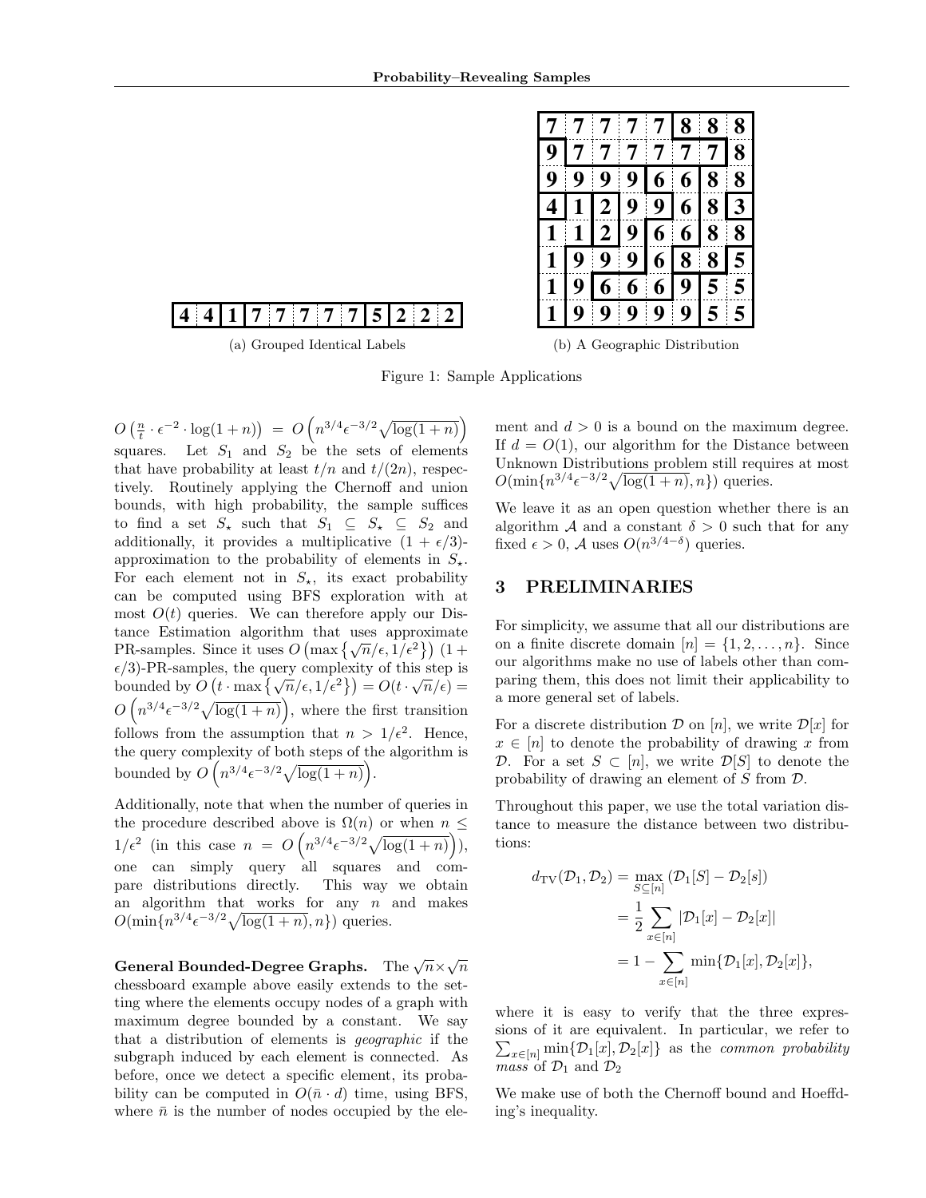| 4 | 4 | 1 | 7 | 7 | 7 | 7 | 7 | 5 | 2 | 2 | 2 |
|---|---|---|---|---|---|---|---|---|---|---|---|

(a) Grouped Identical Labels

| 7 | 7 | 7 | 7 | 7 | 8 | 8 | 8 |
|---|---|---|---|---|---|---|---|
| 9 | 7 | 7 | 7 | 7 | 7 | 7 | 8 |
| 9 | 9 | 9 | 9 | 6 | 6 | 8 | 8 |
| 4 | 1 | 2 | 9 | 9 | 6 | 8 | 3 |
| 1 | 1 | 2 | 9 | 6 | 6 | 8 | 8 |
| 1 | 9 | 9 | 9 | 6 | 8 | 8 | 5 |
| 1 | 9 | 6 | 6 | 6 | 9 | 5 | 5 |
| 1 | 9 | 9 | 9 | 9 | 9 | 5 | 5 |

(b) A Geographic Distribution

Figure 1: Sample Applications

$O\left(\frac{n}{t} \cdot \epsilon^{-2} \cdot \log(1+n)\right) = O\left(n^{3/4}\epsilon^{-3/2}\sqrt{\log(1+n)}\right)$ squares. Let $S_1$ and $S_2$ be the sets of elements that have probability at least $t/n$ and $t/(2n)$, respectively. Routinely applying the Chernoff and union bounds, with high probability, the sample suffices to find a set $S_\star$ such that $S_1 \subseteq S_\star \subseteq S_2$ and additionally, it provides a multiplicative $(1+\epsilon/3)$-approximation to the probability of elements in $S_\star$. For each element not in $S_\star$, its exact probability can be computed using BFS exploration with at most $O(t)$ queries. We can therefore apply our Distance Estimation algorithm that uses approximate PR-samples. Since it uses $O\left(\max\left\{\sqrt{n}/\epsilon, 1/\epsilon^2\right\}\right)$ $(1+\epsilon/3)$-PR-samples, the query complexity of this step is bounded by $O\left(t \cdot \max\left\{\sqrt{n}/\epsilon, 1/\epsilon^2\right\}\right) = O(t \cdot \sqrt{n}/\epsilon) = O\left(n^{3/4}\epsilon^{-3/2}\sqrt{\log(1+n)}\right)$, where the first transition follows from the assumption that $n > 1/\epsilon^2$. Hence, the query complexity of both steps of the algorithm is bounded by $O\left(n^{3/4}\epsilon^{-3/2}\sqrt{\log(1+n)}\right)$.

Additionally, note that when the number of queries in the procedure described above is $\Omega(n)$ or when $n \le 1/\epsilon^2$ (in this case $n = O\left(n^{3/4}\epsilon^{-3/2}\sqrt{\log(1+n)}\right)$), one can simply query all squares and compare distributions directly. This way we obtain an algorithm that works for any $n$ and makes $O(\min\{n^{3/4}\epsilon^{-3/2}\sqrt{\log(1+n)}, n\})$ queries.

**General Bounded-Degree Graphs.** The $\sqrt{n}\times\sqrt{n}$ chessboard example above easily extends to the setting where the elements occupy nodes of a graph with maximum degree bounded by a constant. We say that a distribution of elements is *geographic* if the subgraph induced by each element is connected. As before, once we detect a specific element, its probability can be computed in $O(\bar{n} \cdot d)$ time, using BFS, where $\bar{n}$ is the number of nodes occupied by the element and $d > 0$ is a bound on the maximum degree. If $d = O(1)$, our algorithm for the Distance between Unknown Distributions problem still requires at most $O(\min\{n^{3/4}\epsilon^{-3/2}\sqrt{\log(1+n)}, n\})$ queries.

We leave it as an open question whether there is an algorithm $\mathcal{A}$ and a constant $\delta > 0$ such that for any fixed $\epsilon > 0$, $\mathcal{A}$ uses $O(n^{3/4-\delta})$ queries.

## 3 PRELIMINARIES

For simplicity, we assume that all our distributions are on a finite discrete domain $[n] = \{1, 2, \ldots, n\}$. Since our algorithms make no use of labels other than comparing them, this does not limit their applicability to a more general set of labels.

For a discrete distribution $\mathcal{D}$ on $[n]$, we write $\mathcal{D}[x]$ for $x \in [n]$ to denote the probability of drawing $x$ from $\mathcal{D}$. For a set $S \subset [n]$, we write $\mathcal{D}[S]$ to denote the probability of drawing an element of $S$ from $\mathcal{D}$.

Throughout this paper, we use the total variation distance to measure the distance between two distributions:

$$
\begin{aligned}
d_{\mathrm{TV}}(\mathcal{D}_1, \mathcal{D}_2) &= \max_{S \subseteq [n]} \left(\mathcal{D}_1[S] - \mathcal{D}_2[s]\right) \\
&= \frac{1}{2} \sum_{x \in [n]} |\mathcal{D}_1[x] - \mathcal{D}_2[x]| \\
&= 1 - \sum_{x \in [n]} \min\{\mathcal{D}_1[x], \mathcal{D}_2[x]\},
\end{aligned}
$$

where it is easy to verify that the three expressions of it are equivalent. In particular, we refer to $\sum_{x\in[n]} \min\{\mathcal{D}_1[x], \mathcal{D}_2[x]\}$ as the *common probability mass* of $\mathcal{D}_1$ and $\mathcal{D}_2$

We make use of both the Chernoff bound and Hoeffding's inequality.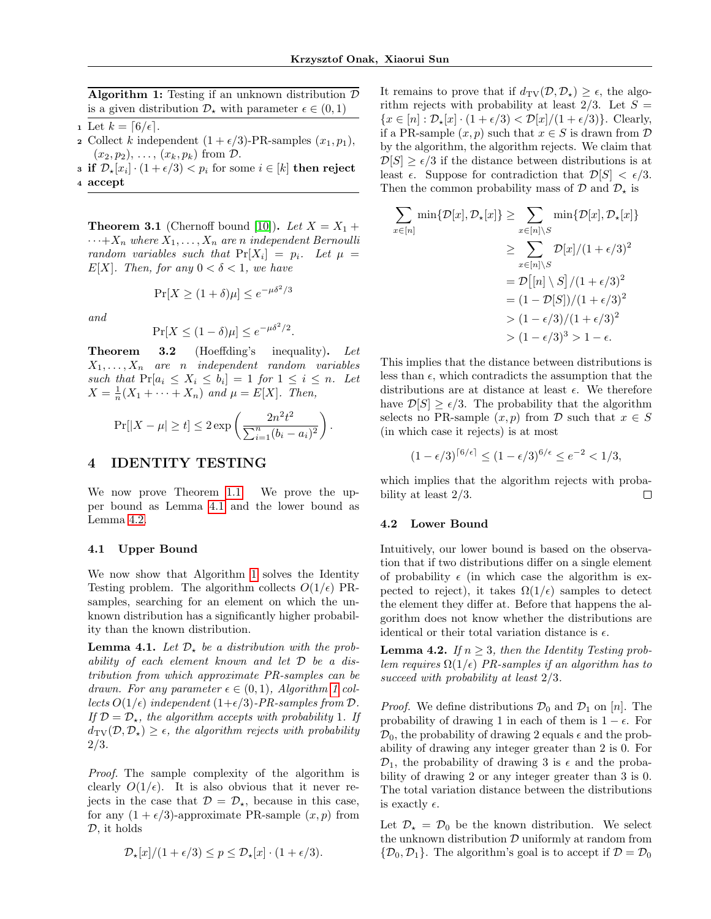**Algorithm 1:** Testing if an unknown distribution $\mathcal{D}$ is a given distribution $\mathcal{D}_\star$ with parameter $\epsilon \in (0,1)$

1. Let $k = \lceil 6/\epsilon \rceil$.
2. Collect $k$ independent $(1+\epsilon/3)$-PR-samples $(x_1, p_1)$, $(x_2, p_2)$, $\ldots$, $(x_k, p_k)$ from $\mathcal{D}$.
3. **if** $\mathcal{D}_\star[x_i] \cdot (1+\epsilon/3) < p_i$ for some $i \in [k]$ **then reject**
4. **accept**

**Theorem 3.1** (Chernoff bound [10]). *Let $X = X_1 + \cdots + X_n$ where $X_1, \ldots, X_n$ are $n$ independent Bernoulli random variables such that $\Pr[X_i] = p_i$. Let $\mu = E[X]$. Then, for any $0 < \delta < 1$, we have*

$$\Pr[X \geq (1+\delta)\mu] \leq e^{-\mu\delta^2/3}$$

*and*

$$\Pr[X \leq (1-\delta)\mu] \leq e^{-\mu\delta^2/2}.$$

**Theorem 3.2** (Hoeffding's inequality). *Let $X_1, \ldots, X_n$ are $n$ independent random variables such that $\Pr[a_i \leq X_i \leq b_i] = 1$ for $1 \leq i \leq n$. Let $X = \frac{1}{n}(X_1 + \cdots + X_n)$ and $\mu = E[X]$. Then,*

$$\Pr[|X - \mu| \geq t] \leq 2\exp\left(\frac{2n^2t^2}{\sum_{i=1}^n (b_i - a_i)^2}\right).$$

# 4 IDENTITY TESTING

We now prove Theorem 1.1. We prove the upper bound as Lemma 4.1 and the lower bound as Lemma 4.2.

## 4.1 Upper Bound

We now show that Algorithm 1 solves the Identity Testing problem. The algorithm collects $O(1/\epsilon)$ PR-samples, searching for an element on which the unknown distribution has a significantly higher probability than the known distribution.

**Lemma 4.1.** *Let $\mathcal{D}_\star$ be a distribution with the probability of each element known and let $\mathcal{D}$ be a distribution from which approximate PR-samples can be drawn. For any parameter $\epsilon \in (0,1)$, Algorithm 1 collects $O(1/\epsilon)$ independent $(1+\epsilon/3)$-PR-samples from $\mathcal{D}$. If $\mathcal{D} = \mathcal{D}_\star$, the algorithm accepts with probability 1. If $d_{\mathrm{TV}}(\mathcal{D}, \mathcal{D}_\star) \geq \epsilon$, the algorithm rejects with probability 2/3.*

*Proof.* The sample complexity of the algorithm is clearly $O(1/\epsilon)$. It is also obvious that it never rejects in the case that $\mathcal{D} = \mathcal{D}_\star$, because in this case, for any $(1+\epsilon/3)$-approximate PR-sample $(x, p)$ from $\mathcal{D}$, it holds

$$\mathcal{D}_\star[x]/(1+\epsilon/3) \leq p \leq \mathcal{D}_\star[x] \cdot (1+\epsilon/3).$$

It remains to prove that if $d_{\mathrm{TV}}(\mathcal{D}, \mathcal{D}_\star) \geq \epsilon$, the algorithm rejects with probability at least 2/3. Let $S = \{x \in [n] : \mathcal{D}_\star[x] \cdot (1+\epsilon/3) < \mathcal{D}[x]/(1+\epsilon/3)\}$. Clearly, if a PR-sample $(x, p)$ such that $x \in S$ is drawn from $\mathcal{D}$ by the algorithm, the algorithm rejects. We claim that $\mathcal{D}[S] \geq \epsilon/3$ if the distance between distributions is at least $\epsilon$. Suppose for contradiction that $\mathcal{D}[S] < \epsilon/3$. Then the common probability mass of $\mathcal{D}$ and $\mathcal{D}_\star$ is

$$\begin{aligned}
\sum_{x \in [n]} \min\{\mathcal{D}[x], \mathcal{D}_\star[x]\} &\geq \sum_{x \in [n] \setminus S} \min\{\mathcal{D}[x], \mathcal{D}_\star[x]\} \\
&\geq \sum_{x \in [n] \setminus S} \mathcal{D}[x]/(1+\epsilon/3)^2 \\
&= \mathcal{D}\big[[n] \setminus S\big]/(1+\epsilon/3)^2 \\
&= (1 - \mathcal{D}[S])/(1+\epsilon/3)^2 \\
&> (1-\epsilon/3)/(1+\epsilon/3)^2 \\
&> (1-\epsilon/3)^3 > 1 - \epsilon.
\end{aligned}$$

This implies that the distance between distributions is less than $\epsilon$, which contradicts the assumption that the distributions are at distance at least $\epsilon$. We therefore have $\mathcal{D}[S] \geq \epsilon/3$. The probability that the algorithm selects no PR-sample $(x, p)$ from $\mathcal{D}$ such that $x \in S$ (in which case it rejects) is at most

$$(1-\epsilon/3)^{\lceil 6/\epsilon \rceil} \leq (1-\epsilon/3)^{6/\epsilon} \leq e^{-2} < 1/3,$$

which implies that the algorithm rejects with probability at least 2/3. □

## 4.2 Lower Bound

Intuitively, our lower bound is based on the observation that if two distributions differ on a single element of probability $\epsilon$ (in which case the algorithm is expected to reject), it takes $\Omega(1/\epsilon)$ samples to detect the element they differ at. Before that happens the algorithm does not know whether the distributions are identical or their total variation distance is $\epsilon$.

**Lemma 4.2.** *If $n \geq 3$, then the Identity Testing problem requires $\Omega(1/\epsilon)$ PR-samples if an algorithm has to succeed with probability at least 2/3.*

*Proof.* We define distributions $\mathcal{D}_0$ and $\mathcal{D}_1$ on $[n]$. The probability of drawing 1 in each of them is $1-\epsilon$. For $\mathcal{D}_0$, the probability of drawing 2 equals $\epsilon$ and the probability of drawing any integer greater than 2 is 0. For $\mathcal{D}_1$, the probability of drawing 3 is $\epsilon$ and the probability of drawing 2 or any integer greater than 3 is 0. The total variation distance between the distributions is exactly $\epsilon$.

Let $\mathcal{D}_\star = \mathcal{D}_0$ be the known distribution. We select the unknown distribution $\mathcal{D}$ uniformly at random from $\{\mathcal{D}_0, \mathcal{D}_1\}$. The algorithm's goal is to accept if $\mathcal{D} = \mathcal{D}_0$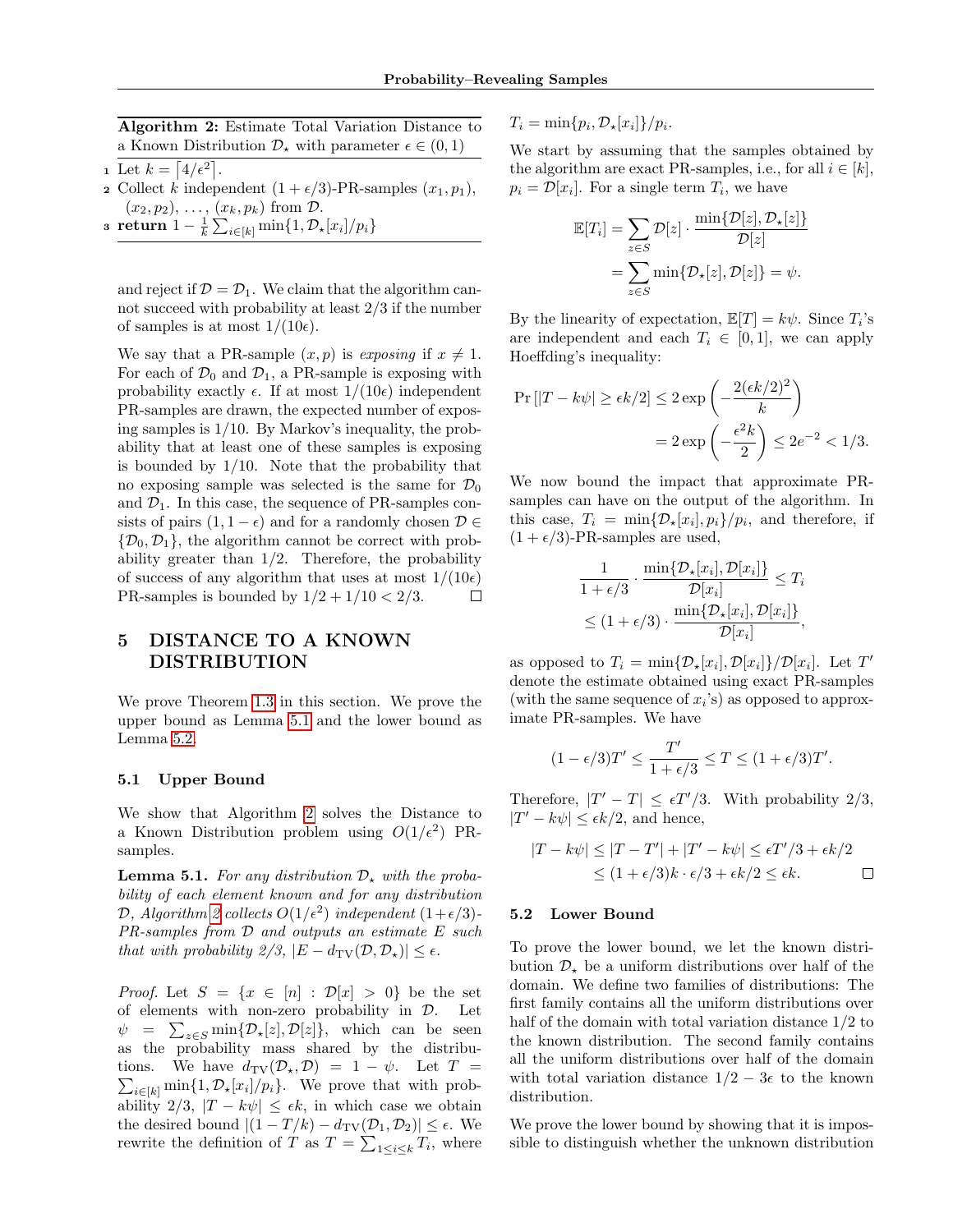**Algorithm 2:** Estimate Total Variation Distance to a Known Distribution $\mathcal{D}_\star$ with parameter $\epsilon \in (0,1)$

1. Let $k = \lceil 4/\epsilon^2 \rceil$.
2. Collect $k$ independent $(1+\epsilon/3)$-PR-samples $(x_1, p_1)$, $(x_2, p_2)$, ..., $(x_k, p_k)$ from $\mathcal{D}$.
3. **return** $1 - \frac{1}{k}\sum_{i\in[k]} \min\{1, \mathcal{D}_\star[x_i]/p_i\}$

and reject if $\mathcal{D} = \mathcal{D}_1$. We claim that the algorithm cannot succeed with probability at least 2/3 if the number of samples is at most $1/(10\epsilon)$.

We say that a PR-sample $(x,p)$ is *exposing* if $x \neq 1$. For each of $\mathcal{D}_0$ and $\mathcal{D}_1$, a PR-sample is exposing with probability exactly $\epsilon$. If at most $1/(10\epsilon)$ independent PR-samples are drawn, the expected number of exposing samples is 1/10. By Markov's inequality, the probability that at least one of these samples is exposing is bounded by 1/10. Note that the probability that no exposing sample was selected is the same for $\mathcal{D}_0$ and $\mathcal{D}_1$. In this case, the sequence of PR-samples consists of pairs $(1, 1-\epsilon)$ and for a randomly chosen $\mathcal{D} \in \{\mathcal{D}_0, \mathcal{D}_1\}$, the algorithm cannot be correct with probability greater than 1/2. Therefore, the probability of success of any algorithm that uses at most $1/(10\epsilon)$ PR-samples is bounded by $1/2 + 1/10 < 2/3$. □

# 5 DISTANCE TO A KNOWN DISTRIBUTION

We prove Theorem 1.3 in this section. We prove the upper bound as Lemma 5.1 and the lower bound as Lemma 5.2.

## 5.1 Upper Bound

We show that Algorithm 2 solves the Distance to a Known Distribution problem using $O(1/\epsilon^2)$ PR-samples.

**Lemma 5.1.** *For any distribution $\mathcal{D}_\star$ with the probability of each element known and for any distribution $\mathcal{D}$, Algorithm 2 collects $O(1/\epsilon^2)$ independent $(1+\epsilon/3)$-PR-samples from $\mathcal{D}$ and outputs an estimate $E$ such that with probability 2/3, $|E - d_{\mathrm{TV}}(\mathcal{D}, \mathcal{D}_\star)| \leq \epsilon$.*

*Proof.* Let $S = \{x \in [n] : \mathcal{D}[x] > 0\}$ be the set of elements with non-zero probability in $\mathcal{D}$. Let $\psi = \sum_{z\in S} \min\{\mathcal{D}_\star[z], \mathcal{D}[z]\}$, which can be seen as the probability mass shared by the distributions. We have $d_{\mathrm{TV}}(\mathcal{D}_\star, \mathcal{D}) = 1 - \psi$. Let $T = \sum_{i\in[k]} \min\{1, \mathcal{D}_\star[x_i]/p_i\}$. We prove that with probability 2/3, $|T - k\psi| \leq \epsilon k$, in which case we obtain the desired bound $|(1 - T/k) - d_{\mathrm{TV}}(\mathcal{D}_1, \mathcal{D}_2)| \leq \epsilon$. We rewrite the definition of $T$ as $T = \sum_{1\leq i\leq k} T_i$, where $T_i = \min\{p_i, \mathcal{D}_\star[x_i]\}/p_i$.

We start by assuming that the samples obtained by the algorithm are exact PR-samples, i.e., for all $i \in [k]$, $p_i = \mathcal{D}[x_i]$. For a single term $T_i$, we have

$$\mathbb{E}[T_i] = \sum_{z\in S} \mathcal{D}[z] \cdot \frac{\min\{\mathcal{D}[z], \mathcal{D}_\star[z]\}}{\mathcal{D}[z]} = \sum_{z\in S} \min\{\mathcal{D}_\star[z], \mathcal{D}[z]\} = \psi.$$

By the linearity of expectation, $\mathbb{E}[T] = k\psi$. Since $T_i$'s are independent and each $T_i \in [0,1]$, we can apply Hoeffding's inequality:

$$\Pr[|T - k\psi| \geq \epsilon k/2] \leq 2\exp\left(-\frac{2(\epsilon k/2)^2}{k}\right) = 2\exp\left(-\frac{\epsilon^2 k}{2}\right) \leq 2e^{-2} < 1/3.$$

We now bound the impact that approximate PR-samples can have on the output of the algorithm. In this case, $T_i = \min\{\mathcal{D}_\star[x_i], p_i\}/p_i$, and therefore, if $(1+\epsilon/3)$-PR-samples are used,

$$\frac{1}{1+\epsilon/3} \cdot \frac{\min\{\mathcal{D}_\star[x_i], \mathcal{D}[x_i]\}}{\mathcal{D}[x_i]} \leq T_i \leq (1+\epsilon/3) \cdot \frac{\min\{\mathcal{D}_\star[x_i], \mathcal{D}[x_i]\}}{\mathcal{D}[x_i]},$$

as opposed to $T_i = \min\{\mathcal{D}_\star[x_i], \mathcal{D}[x_i]\}/\mathcal{D}[x_i]$. Let $T'$ denote the estimate obtained using exact PR-samples (with the same sequence of $x_i$'s) as opposed to approximate PR-samples. We have

$$(1-\epsilon/3)T' \leq \frac{T'}{1+\epsilon/3} \leq T \leq (1+\epsilon/3)T'.$$

Therefore, $|T' - T| \leq \epsilon T'/3$. With probability 2/3, $|T' - k\psi| \leq \epsilon k/2$, and hence,

$$|T - k\psi| \leq |T - T'| + |T' - k\psi| \leq \epsilon T'/3 + \epsilon k/2 \leq (1+\epsilon/3)k \cdot \epsilon/3 + \epsilon k/2 \leq \epsilon k.$$

□

## 5.2 Lower Bound

To prove the lower bound, we let the known distribution $\mathcal{D}_\star$ be a uniform distributions over half of the domain. We define two families of distributions: The first family contains all the uniform distributions over half of the domain with total variation distance 1/2 to the known distribution. The second family contains all the uniform distributions over half of the domain with total variation distance $1/2 - 3\epsilon$ to the known distribution.

We prove the lower bound by showing that it is impossible to distinguish whether the unknown distribution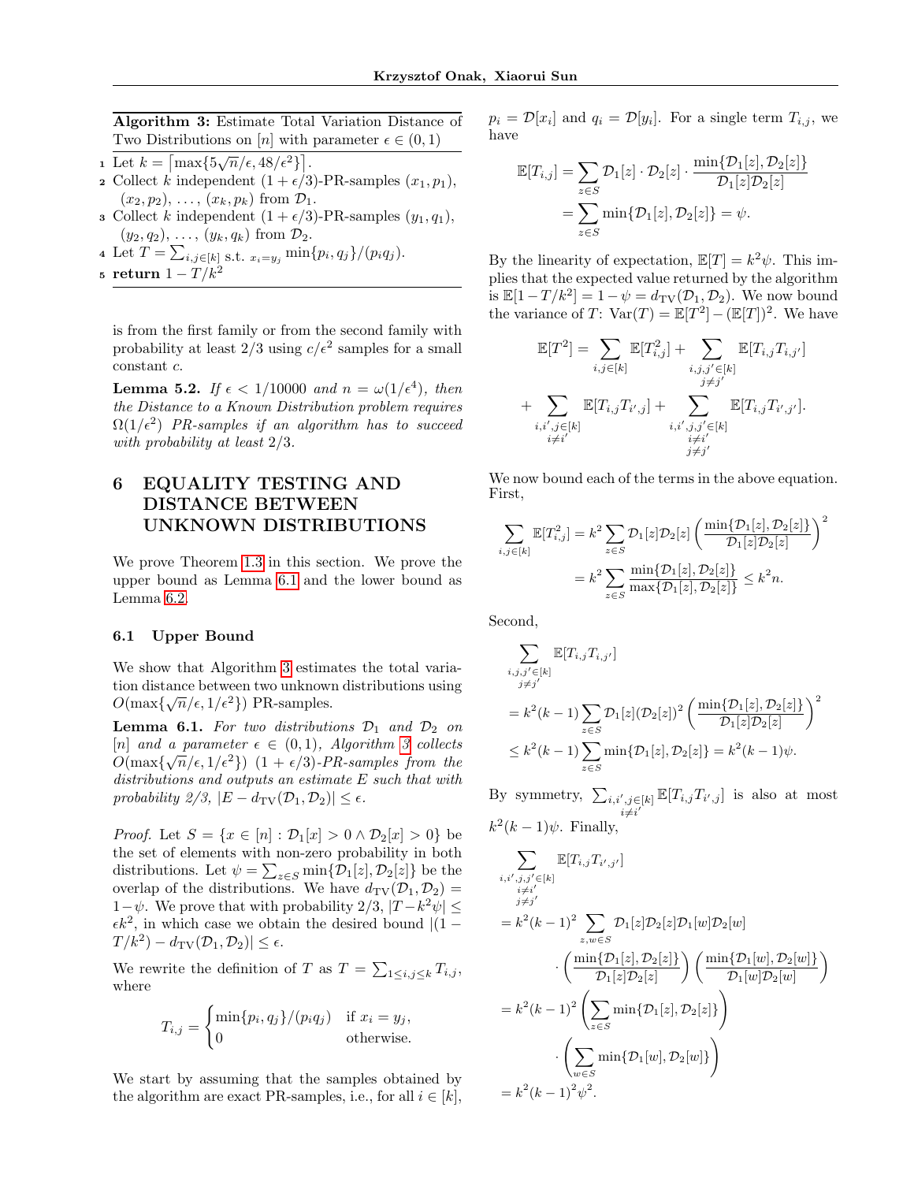**Algorithm 3:** Estimate Total Variation Distance of Two Distributions on $[n]$ with parameter $\epsilon \in (0,1)$

1. Let $k = \lceil \max\{5\sqrt{n}/\epsilon, 48/\epsilon^2\} \rceil$.
2. Collect $k$ independent $(1+\epsilon/3)$-PR-samples $(x_1, p_1)$, $(x_2, p_2)$, $\ldots$, $(x_k, p_k)$ from $\mathcal{D}_1$.
3. Collect $k$ independent $(1+\epsilon/3)$-PR-samples $(y_1, q_1)$, $(y_2, q_2)$, $\ldots$, $(y_k, q_k)$ from $\mathcal{D}_2$.
4. Let $T = \sum_{i,j \in [k] \text{ s.t. } x_i = y_j} \min\{p_i, q_j\}/(p_i q_j)$.
5. **return** $1 - T/k^2$

is from the first family or from the second family with probability at least 2/3 using $c/\epsilon^2$ samples for a small constant $c$.

**Lemma 5.2.** *If $\epsilon < 1/10000$ and $n = \omega(1/\epsilon^4)$, then the Distance to a Known Distribution problem requires $\Omega(1/\epsilon^2)$ PR-samples if an algorithm has to succeed with probability at least 2/3.*

# 6 EQUALITY TESTING AND DISTANCE BETWEEN UNKNOWN DISTRIBUTIONS

We prove Theorem 1.3 in this section. We prove the upper bound as Lemma 6.1 and the lower bound as Lemma 6.2.

## 6.1 Upper Bound

We show that Algorithm 3 estimates the total variation distance between two unknown distributions using $O(\max\{\sqrt{n}/\epsilon, 1/\epsilon^2\})$ PR-samples.

**Lemma 6.1.** *For two distributions $\mathcal{D}_1$ and $\mathcal{D}_2$ on $[n]$ and a parameter $\epsilon \in (0,1)$, Algorithm 3 collects $O(\max\{\sqrt{n}/\epsilon, 1/\epsilon^2\})$ $(1+\epsilon/3)$-PR-samples from the distributions and outputs an estimate $E$ such that with probability 2/3, $|E - d_{\mathrm{TV}}(\mathcal{D}_1, \mathcal{D}_2)| \le \epsilon$.*

*Proof.* Let $S = \{x \in [n] : \mathcal{D}_1[x] > 0 \wedge \mathcal{D}_2[x] > 0\}$ be the set of elements with non-zero probability in both distributions. Let $\psi = \sum_{z \in S} \min\{\mathcal{D}_1[z], \mathcal{D}_2[z]\}$ be the overlap of the distributions. We have $d_{\mathrm{TV}}(\mathcal{D}_1, \mathcal{D}_2) = 1 - \psi$. We prove that with probability 2/3, $|T - k^2\psi| \le \epsilon k^2$, in which case we obtain the desired bound $|(1 - T/k^2) - d_{\mathrm{TV}}(\mathcal{D}_1, \mathcal{D}_2)| \le \epsilon$.

We rewrite the definition of $T$ as $T = \sum_{1 \le i,j \le k} T_{i,j}$, where

$$T_{i,j} = \begin{cases} \min\{p_i, q_j\}/(p_i q_j) & \text{if } x_i = y_j, \\ 0 & \text{otherwise.} \end{cases}$$

We start by assuming that the samples obtained by the algorithm are exact PR-samples, i.e., for all $i \in [k]$, $p_i = \mathcal{D}[x_i]$ and $q_i = \mathcal{D}[y_i]$. For a single term $T_{i,j}$, we have

$$\begin{aligned}
\mathbb{E}[T_{i,j}] &= \sum_{z \in S} \mathcal{D}_1[z] \cdot \mathcal{D}_2[z] \cdot \frac{\min\{\mathcal{D}_1[z], \mathcal{D}_2[z]\}}{\mathcal{D}_1[z]\mathcal{D}_2[z]} \\
&= \sum_{z \in S} \min\{\mathcal{D}_1[z], \mathcal{D}_2[z]\} = \psi.
\end{aligned}$$

By the linearity of expectation, $\mathbb{E}[T] = k^2\psi$. This implies that the expected value returned by the algorithm is $\mathbb{E}[1 - T/k^2] = 1 - \psi = d_{\mathrm{TV}}(\mathcal{D}_1, \mathcal{D}_2)$. We now bound the variance of $T$: $\mathrm{Var}(T) = \mathbb{E}[T^2] - (\mathbb{E}[T])^2$. We have

$$\begin{aligned}
\mathbb{E}[T^2] = &\sum_{i,j \in [k]} \mathbb{E}[T_{i,j}^2] + \sum_{\substack{i,j,j' \in [k] \\ j \neq j'}} \mathbb{E}[T_{i,j} T_{i,j'}] \\
&+ \sum_{\substack{i,i',j \in [k] \\ i \neq i'}} \mathbb{E}[T_{i,j} T_{i',j}] + \sum_{\substack{i,i',j,j' \in [k] \\ i \neq i' \\ j \neq j'}} \mathbb{E}[T_{i,j} T_{i',j'}].
\end{aligned}$$

We now bound each of the terms in the above equation. First,

$$\begin{aligned}
\sum_{i,j \in [k]} \mathbb{E}[T_{i,j}^2] &= k^2 \sum_{z \in S} \mathcal{D}_1[z]\mathcal{D}_2[z] \left( \frac{\min\{\mathcal{D}_1[z], \mathcal{D}_2[z]\}}{\mathcal{D}_1[z]\mathcal{D}_2[z]} \right)^2 \\
&= k^2 \sum_{z \in S} \frac{\min\{\mathcal{D}_1[z], \mathcal{D}_2[z]\}}{\max\{\mathcal{D}_1[z], \mathcal{D}_2[z]\}} \le k^2 n.
\end{aligned}$$

Second,

$$\begin{aligned}
&\sum_{\substack{i,j,j' \in [k] \\ j \neq j'}} \mathbb{E}[T_{i,j} T_{i,j'}] \\
&= k^2(k-1) \sum_{z \in S} \mathcal{D}_1[z] (\mathcal{D}_2[z])^2 \left( \frac{\min\{\mathcal{D}_1[z], \mathcal{D}_2[z]\}}{\mathcal{D}_1[z]\mathcal{D}_2[z]} \right)^2 \\
&\le k^2(k-1) \sum_{z \in S} \min\{\mathcal{D}_1[z], \mathcal{D}_2[z]\} = k^2(k-1)\psi.
\end{aligned}$$

By symmetry, $\sum_{\substack{i,i',j \in [k] \\ i \neq i'}} \mathbb{E}[T_{i,j} T_{i',j}]$ is also at most $k^2(k-1)\psi$. Finally,

$$\begin{aligned}
&\sum_{\substack{i,i',j,j' \in [k] \\ i \neq i' \\ j \neq j'}} \mathbb{E}[T_{i,j} T_{i',j'}] \\
&= k^2(k-1)^2 \sum_{z,w \in S} \mathcal{D}_1[z]\mathcal{D}_2[z]\mathcal{D}_1[w]\mathcal{D}_2[w] \\
&\qquad \cdot \left( \frac{\min\{\mathcal{D}_1[z], \mathcal{D}_2[z]\}}{\mathcal{D}_1[z]\mathcal{D}_2[z]} \right) \left( \frac{\min\{\mathcal{D}_1[w], \mathcal{D}_2[w]\}}{\mathcal{D}_1[w]\mathcal{D}_2[w]} \right) \\
&= k^2(k-1)^2 \left( \sum_{z \in S} \min\{\mathcal{D}_1[z], \mathcal{D}_2[z]\} \right) \\
&\qquad \cdot \left( \sum_{w \in S} \min\{\mathcal{D}_1[w], \mathcal{D}_2[w]\} \right) \\
&= k^2(k-1)^2\psi^2.
\end{aligned}$$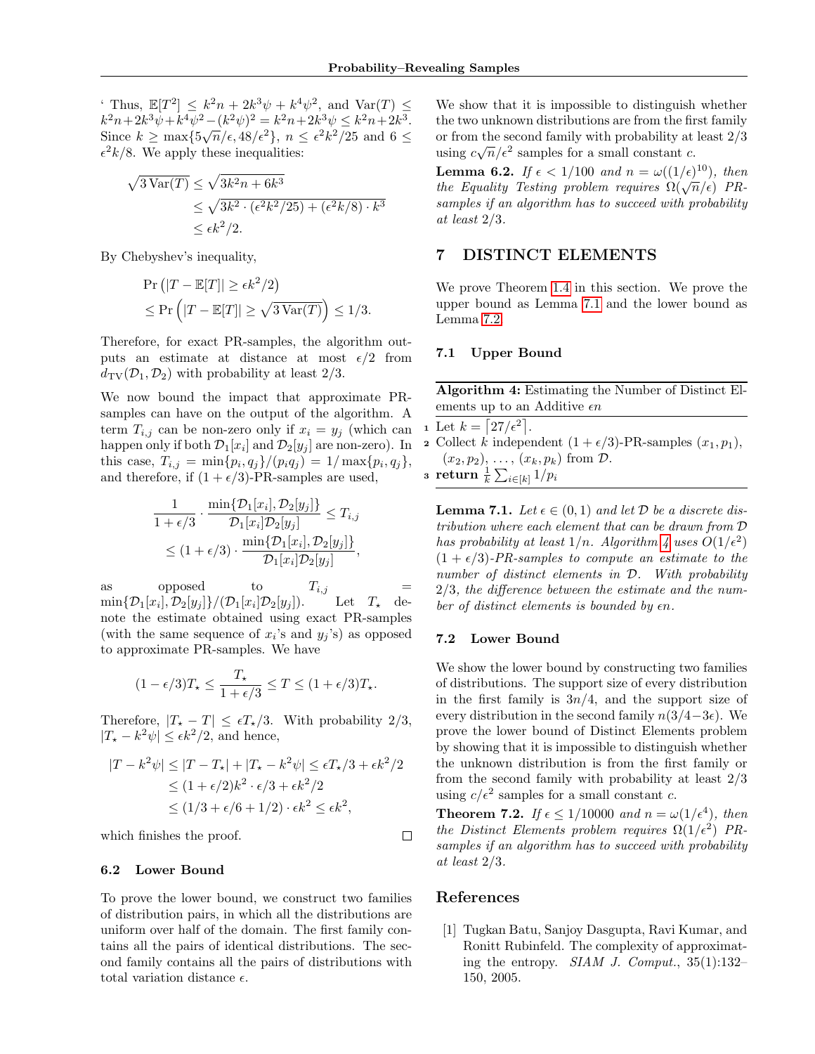' Thus, $\mathbb{E}[T^2] \le k^2 n + 2k^3\psi + k^4\psi^2$, and $\operatorname{Var}(T) \le k^2 n + 2k^3\psi + k^4\psi^2 - (k^2\psi)^2 = k^2 n + 2k^3\psi \le k^2 n + 2k^3$. Since $k \ge \max\{5\sqrt{n}/\epsilon, 48/\epsilon^2\}$, $n \le \epsilon^2 k^2/25$ and $6 \le \epsilon^2 k/8$. We apply these inequalities:

$$
\begin{aligned}
\sqrt{3\operatorname{Var}(T)} &\le \sqrt{3k^2 n + 6k^3} \\
&\le \sqrt{3k^2 \cdot (\epsilon^2 k^2/25) + (\epsilon^2 k/8) \cdot k^3} \\
&\le \epsilon k^2/2.
\end{aligned}
$$

By Chebyshev's inequality,

$$
\begin{aligned}
&\Pr\left(|T - \mathbb{E}[T]| \ge \epsilon k^2/2\right) \\
&\le \Pr\left(|T - \mathbb{E}[T]| \ge \sqrt{3\operatorname{Var}(T)}\right) \le 1/3.
\end{aligned}
$$

Therefore, for exact PR-samples, the algorithm outputs an estimate at distance at most $\epsilon/2$ from $d_{\mathrm{TV}}(\mathcal{D}_1, \mathcal{D}_2)$ with probability at least $2/3$.

We now bound the impact that approximate PR-samples can have on the output of the algorithm. A term $T_{i,j}$ can be non-zero only if $x_i = y_j$ (which can happen only if both $\mathcal{D}_1[x_i]$ and $\mathcal{D}_2[y_j]$ are non-zero). In this case, $T_{i,j} = \min\{p_i, q_j\}/(p_i q_j) = 1/\max\{p_i, q_j\}$, and therefore, if $(1+\epsilon/3)$-PR-samples are used,

$$
\begin{aligned}
\frac{1}{1+\epsilon/3} \cdot \frac{\min\{\mathcal{D}_1[x_i], \mathcal{D}_2[y_j]\}}{\mathcal{D}_1[x_i]\mathcal{D}_2[y_j]} &\le T_{i,j} \\
\le (1+\epsilon/3) \cdot \frac{\min\{\mathcal{D}_1[x_i], \mathcal{D}_2[y_j]\}}{\mathcal{D}_1[x_i]\mathcal{D}_2[y_j]}&,
\end{aligned}
$$

as opposed to $T_{i,j} = \min\{\mathcal{D}_1[x_i], \mathcal{D}_2[y_j]\}/(\mathcal{D}_1[x_i]\mathcal{D}_2[y_j])$. Let $T_\star$ denote the estimate obtained using exact PR-samples (with the same sequence of $x_i$'s and $y_j$'s) as opposed to approximate PR-samples. We have

$$
(1-\epsilon/3)T_\star \le \frac{T_\star}{1+\epsilon/3} \le T \le (1+\epsilon/3)T_\star.
$$

Therefore, $|T_\star - T| \le \epsilon T_\star/3$. With probability $2/3$, $|T_\star - k^2\psi| \le \epsilon k^2/2$, and hence,

$$
\begin{aligned}
|T - k^2\psi| &\le |T - T_\star| + |T_\star - k^2\psi| \le \epsilon T_\star/3 + \epsilon k^2/2 \\
&\le (1+\epsilon/2)k^2 \cdot \epsilon/3 + \epsilon k^2/2 \\
&\le (1/3 + \epsilon/6 + 1/2) \cdot \epsilon k^2 \le \epsilon k^2,
\end{aligned}
$$

which finishes the proof. □

### 6.2 Lower Bound

To prove the lower bound, we construct two families of distribution pairs, in which all the distributions are uniform over half of the domain. The first family contains all the pairs of identical distributions. The second family contains all the pairs of distributions with total variation distance $\epsilon$.

We show that it is impossible to distinguish whether the two unknown distributions are from the first family or from the second family with probability at least $2/3$ using $c\sqrt{n}/\epsilon^2$ samples for a small constant $c$.

**Lemma 6.2.** *If $\epsilon < 1/100$ and $n = \omega((1/\epsilon)^{10})$, then the Equality Testing problem requires $\Omega(\sqrt{n}/\epsilon)$ PR-samples if an algorithm has to succeed with probability at least $2/3$.*

## 7 DISTINCT ELEMENTS

We prove Theorem 1.4 in this section. We prove the upper bound as Lemma 7.1 and the lower bound as Lemma 7.2.

### 7.1 Upper Bound

**Algorithm 4:** Estimating the Number of Distinct Elements up to an Additive $\epsilon n$

1. Let $k = \lceil 27/\epsilon^2 \rceil$.
2. Collect $k$ independent $(1+\epsilon/3)$-PR-samples $(x_1, p_1)$, $(x_2, p_2)$, ..., $(x_k, p_k)$ from $\mathcal{D}$.
3. **return** $\frac{1}{k}\sum_{i\in[k]} 1/p_i$

**Lemma 7.1.** *Let $\epsilon \in (0,1)$ and let $\mathcal{D}$ be a discrete distribution where each element that can be drawn from $\mathcal{D}$ has probability at least $1/n$. Algorithm 4 uses $O(1/\epsilon^2)$ $(1+\epsilon/3)$-PR-samples to compute an estimate to the number of distinct elements in $\mathcal{D}$. With probability $2/3$, the difference between the estimate and the number of distinct elements is bounded by $\epsilon n$.*

### 7.2 Lower Bound

We show the lower bound by constructing two families of distributions. The support size of every distribution in the first family is $3n/4$, and the support size of every distribution in the second family $n(3/4 - 3\epsilon)$. We prove the lower bound of Distinct Elements problem by showing that it is impossible to distinguish whether the unknown distribution is from the first family or from the second family with probability at least $2/3$ using $c/\epsilon^2$ samples for a small constant $c$.

**Theorem 7.2.** *If $\epsilon \le 1/10000$ and $n = \omega(1/\epsilon^4)$, then the Distinct Elements problem requires $\Omega(1/\epsilon^2)$ PR-samples if an algorithm has to succeed with probability at least $2/3$.*

## References

[1] Tugkan Batu, Sanjoy Dasgupta, Ravi Kumar, and Ronitt Rubinfeld. The complexity of approximating the entropy. *SIAM J. Comput.*, 35(1):132–150, 2005.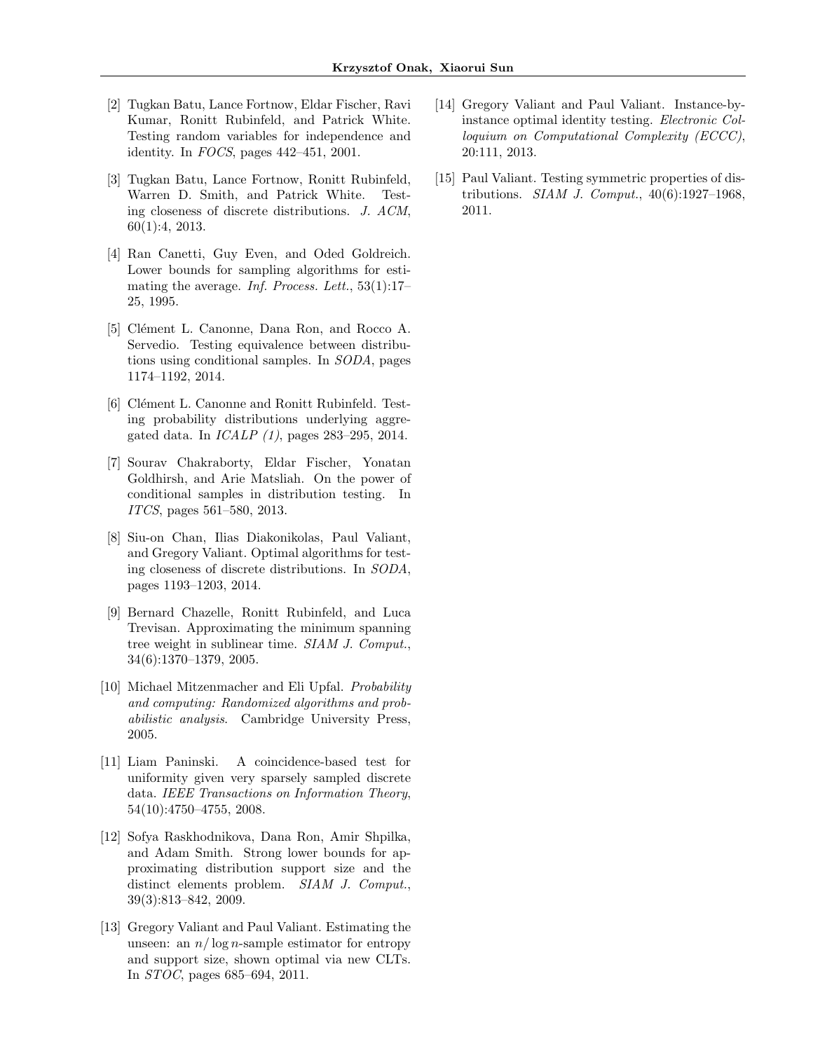[2] Tugkan Batu, Lance Fortnow, Eldar Fischer, Ravi Kumar, Ronitt Rubinfeld, and Patrick White. Testing random variables for independence and identity. In *FOCS*, pages 442–451, 2001.

[3] Tugkan Batu, Lance Fortnow, Ronitt Rubinfeld, Warren D. Smith, and Patrick White. Testing closeness of discrete distributions. *J. ACM*, 60(1):4, 2013.

[4] Ran Canetti, Guy Even, and Oded Goldreich. Lower bounds for sampling algorithms for estimating the average. *Inf. Process. Lett.*, 53(1):17–25, 1995.

[5] Clément L. Canonne, Dana Ron, and Rocco A. Servedio. Testing equivalence between distributions using conditional samples. In *SODA*, pages 1174–1192, 2014.

[6] Clément L. Canonne and Ronitt Rubinfeld. Testing probability distributions underlying aggregated data. In *ICALP (1)*, pages 283–295, 2014.

[7] Sourav Chakraborty, Eldar Fischer, Yonatan Goldhirsh, and Arie Matsliah. On the power of conditional samples in distribution testing. In *ITCS*, pages 561–580, 2013.

[8] Siu-on Chan, Ilias Diakonikolas, Paul Valiant, and Gregory Valiant. Optimal algorithms for testing closeness of discrete distributions. In *SODA*, pages 1193–1203, 2014.

[9] Bernard Chazelle, Ronitt Rubinfeld, and Luca Trevisan. Approximating the minimum spanning tree weight in sublinear time. *SIAM J. Comput.*, 34(6):1370–1379, 2005.

[10] Michael Mitzenmacher and Eli Upfal. *Probability and computing: Randomized algorithms and probabilistic analysis*. Cambridge University Press, 2005.

[11] Liam Paninski. A coincidence-based test for uniformity given very sparsely sampled discrete data. *IEEE Transactions on Information Theory*, 54(10):4750–4755, 2008.

[12] Sofya Raskhodnikova, Dana Ron, Amir Shpilka, and Adam Smith. Strong lower bounds for approximating distribution support size and the distinct elements problem. *SIAM J. Comput.*, 39(3):813–842, 2009.

[13] Gregory Valiant and Paul Valiant. Estimating the unseen: an $n/\log n$-sample estimator for entropy and support size, shown optimal via new CLTs. In *STOC*, pages 685–694, 2011.

[14] Gregory Valiant and Paul Valiant. Instance-by-instance optimal identity testing. *Electronic Colloquium on Computational Complexity (ECCC)*, 20:111, 2013.

[15] Paul Valiant. Testing symmetric properties of distributions. *SIAM J. Comput.*, 40(6):1927–1968, 2011.